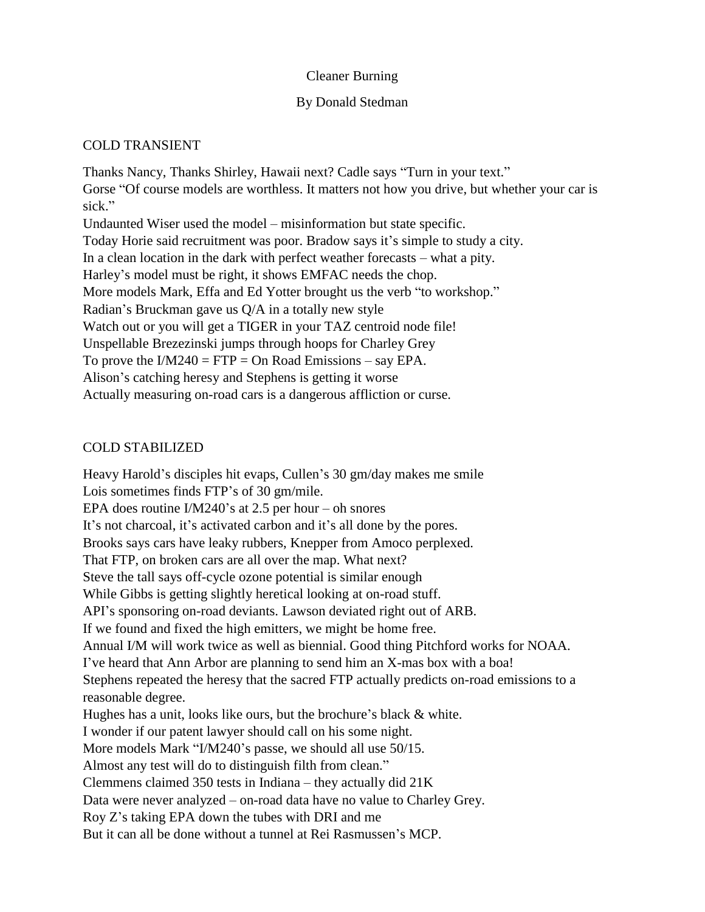# Cleaner Burning

### By Donald Stedman

## COLD TRANSIENT

Thanks Nancy, Thanks Shirley, Hawaii next? Cadle says "Turn in your text."
Gorse "Of course models are worthless. It matters not how you drive, but whether your car is sick."
Undaunted Wiser used the model – misinformation but state specific.
Today Horie said recruitment was poor. Bradow says it's simple to study a city.
In a clean location in the dark with perfect weather forecasts – what a pity.
Harley's model must be right, it shows EMFAC needs the chop.
More models Mark, Effa and Ed Yotter brought us the verb "to workshop."
Radian's Bruckman gave us Q/A in a totally new style
Watch out or you will get a TIGER in your TAZ centroid node file!
Unspellable Brezezinski jumps through hoops for Charley Grey
To prove the I/M240 = FTP = On Road Emissions – say EPA.
Alison's catching heresy and Stephens is getting it worse
Actually measuring on-road cars is a dangerous affliction or curse.

## COLD STABILIZED

Heavy Harold's disciples hit evaps, Cullen's 30 gm/day makes me smile
Lois sometimes finds FTP's of 30 gm/mile.
EPA does routine I/M240's at 2.5 per hour – oh snores
It's not charcoal, it's activated carbon and it's all done by the pores.
Brooks says cars have leaky rubbers, Knepper from Amoco perplexed.
That FTP, on broken cars are all over the map. What next?
Steve the tall says off-cycle ozone potential is similar enough
While Gibbs is getting slightly heretical looking at on-road stuff.
API's sponsoring on-road deviants. Lawson deviated right out of ARB.
If we found and fixed the high emitters, we might be home free.
Annual I/M will work twice as well as biennial. Good thing Pitchford works for NOAA.
I've heard that Ann Arbor are planning to send him an X-mas box with a boa!
Stephens repeated the heresy that the sacred FTP actually predicts on-road emissions to a reasonable degree.
Hughes has a unit, looks like ours, but the brochure's black & white.
I wonder if our patent lawyer should call on his some night.
More models Mark "I/M240's passe, we should all use 50/15.
Almost any test will do to distinguish filth from clean."
Clemmens claimed 350 tests in Indiana – they actually did 21K
Data were never analyzed – on-road data have no value to Charley Grey.
Roy Z's taking EPA down the tubes with DRI and me
But it can all be done without a tunnel at Rei Rasmussen's MCP.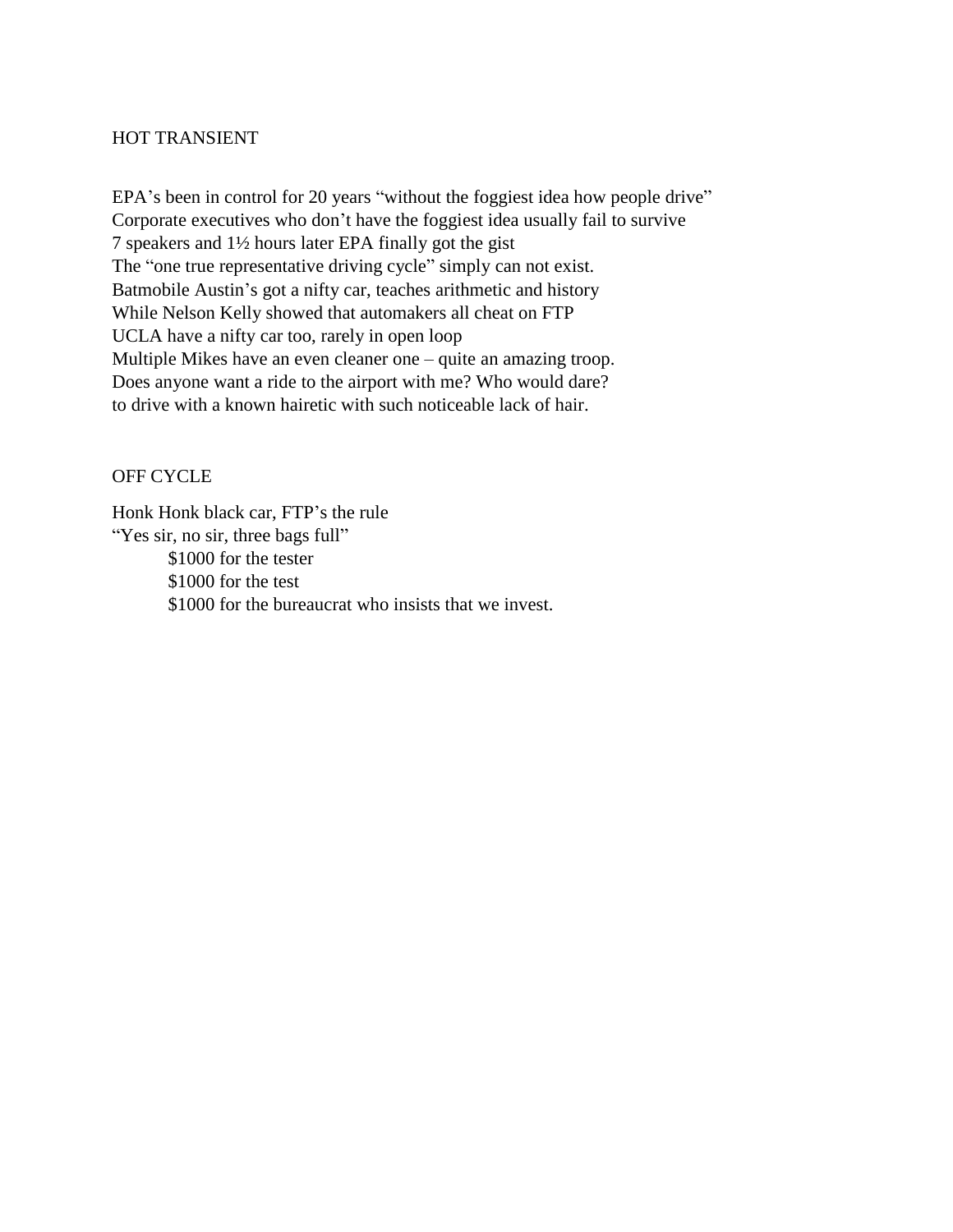HOT TRANSIENT

EPA's been in control for 20 years "without the foggiest idea how people drive"  
Corporate executives who don't have the foggiest idea usually fail to survive  
7 speakers and 1½ hours later EPA finally got the gist  
The "one true representative driving cycle" simply can not exist.  
Batmobile Austin's got a nifty car, teaches arithmetic and history  
While Nelson Kelly showed that automakers all cheat on FTP  
UCLA have a nifty car too, rarely in open loop  
Multiple Mikes have an even cleaner one – quite an amazing troop.  
Does anyone want a ride to the airport with me? Who would dare?  
to drive with a known hairetic with such noticeable lack of hair.

OFF CYCLE

Honk Honk black car, FTP's the rule  
"Yes sir, no sir, three bags full"  
    $1000 for the tester  
    $1000 for the test  
    $1000 for the bureaucrat who insists that we invest.